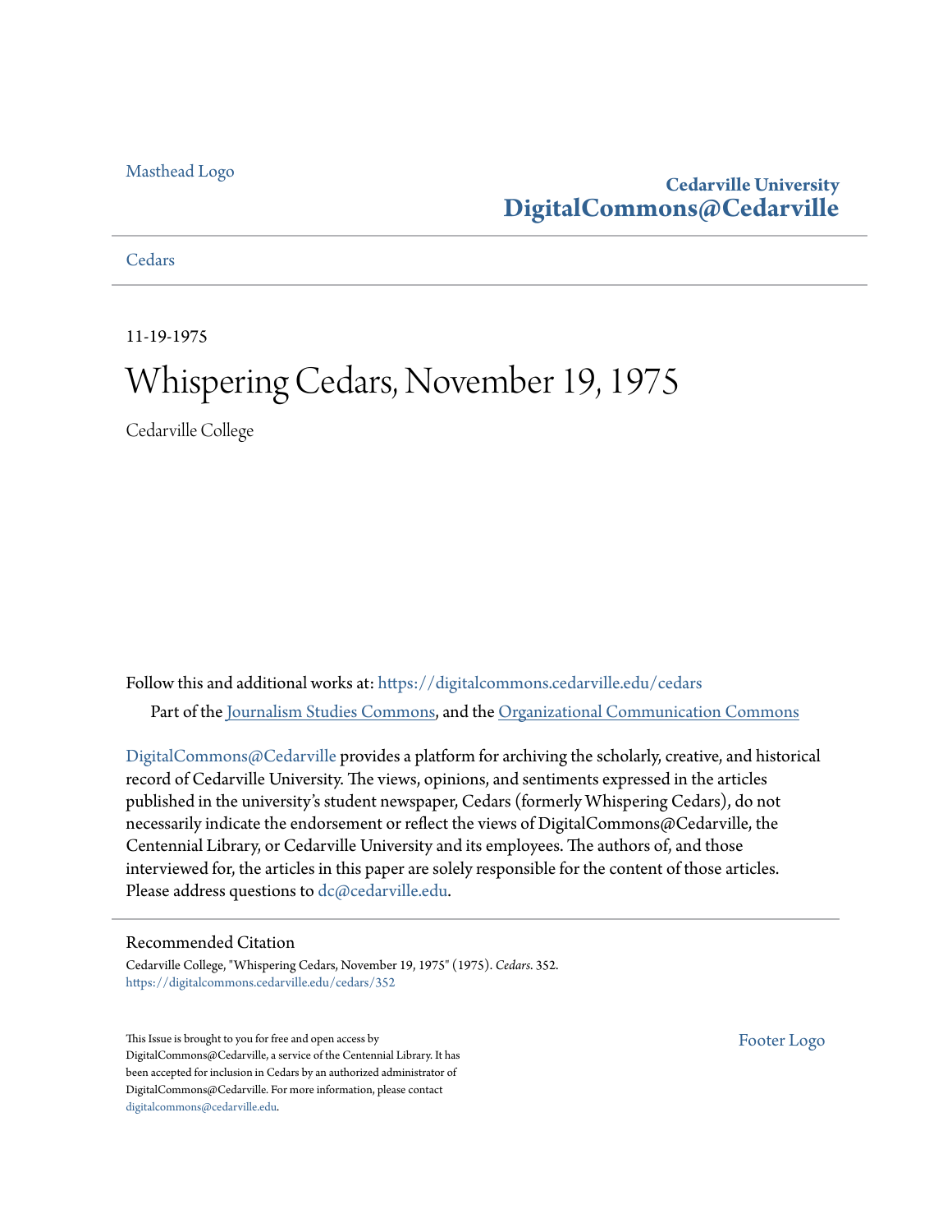Masthead Logo

**Cedarville University**
**DigitalCommons@Cedarville**

Cedars

11-19-1975

# Whispering Cedars, November 19, 1975

Cedarville College

Follow this and additional works at: https://digitalcommons.cedarville.edu/cedars

Part of the Journalism Studies Commons, and the Organizational Communication Commons

DigitalCommons@Cedarville provides a platform for archiving the scholarly, creative, and historical record of Cedarville University. The views, opinions, and sentiments expressed in the articles published in the university's student newspaper, Cedars (formerly Whispering Cedars), do not necessarily indicate the endorsement or reflect the views of DigitalCommons@Cedarville, the Centennial Library, or Cedarville University and its employees. The authors of, and those interviewed for, the articles in this paper are solely responsible for the content of those articles. Please address questions to dc@cedarville.edu.

## Recommended Citation

Cedarville College, "Whispering Cedars, November 19, 1975" (1975). *Cedars*. 352.
https://digitalcommons.cedarville.edu/cedars/352

This Issue is brought to you for free and open access by DigitalCommons@Cedarville, a service of the Centennial Library. It has been accepted for inclusion in Cedars by an authorized administrator of DigitalCommons@Cedarville. For more information, please contact digitalcommons@cedarville.edu.

Footer Logo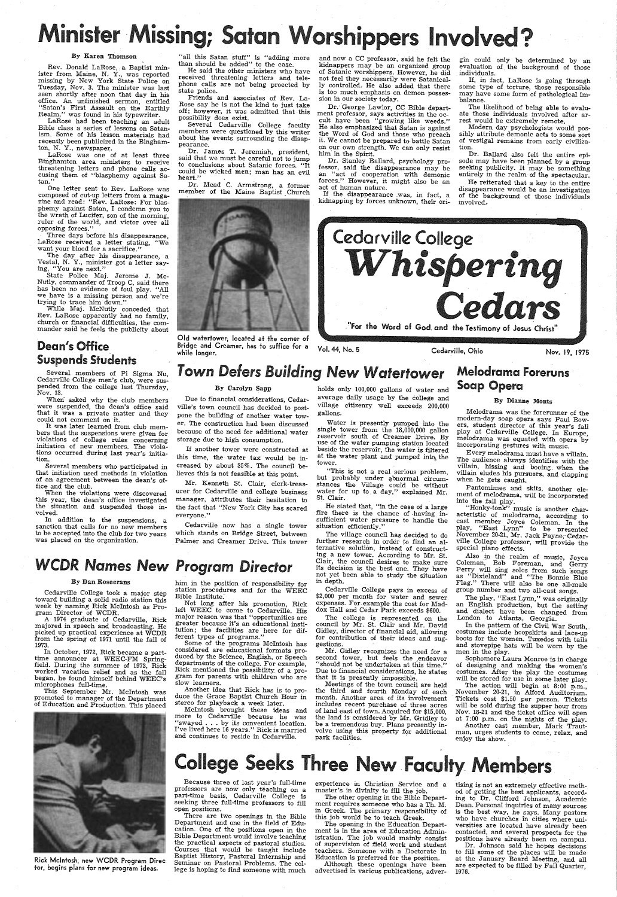# Minister Missing; Satan Worshippers Involved?

By Karen Thomson

Rev. Donald LaRose, a Baptist minister from Maine, N. Y., was reported missing by New York State Police on Tuesday, Nov. 3. The minister was last seen shortly after noon that day in his office. An unfinished sermon, entitled "Satan's First Assault on the Earthly Realm," was found in his typewriter.

LaRose had been teaching an adult Bible class a series of lessons on Satanism. Some of his lesson materials had recently been publicized in the Binghamton, N. Y., newspaper.

LaRose was one of at least three Binghamton area ministers to receive threatening letters and phone calls accusing them of "blasphemy against Satan."

One letter sent to Rev. LaRose was composed of cut-up letters from a magazine and read: "Rev. LaRose: For blasphemy against Satan, I condemn you to the wrath of Lucifer, son of the morning, ruler of the world, and victor over all opposing forces."

Three days before his disappearance, LaRose received a letter stating, "We want your blood for a sacrifice."

The day after his disappearance, a Vestal, N. Y., minister got a letter saying, "You are next."

State Police Maj. Jerome J. McNutly, commander of Troop C, said there has been no evidence of foul play. "All we have is a missing person and we're trying to trace him down."

While Maj. McNutly conceded that Rev. LaRose apparently had no family, church or financial difficulties, the commander said he feels the publicity about "all this Satan stuff" is "adding more than should be added" to the case.

He said the other ministers who have received threatening letters and telephone calls are not being procected by state police.

Friends and associates of Rev. LaRose say he is not the kind to just take off; however, it was admitted that this possibility does exist.

Several Cedarville College faculty members were questioned by this writer about the events surrounding the disappearance.

Dr. James T. Jeremiah, president, said that we must be careful not to jump to conclusions about Satanic forces. "It could be wicked **men**; man has an evil **heart**."

Dr. Mead C. Armstrong, a former member of the Maine Baptist Church and now a CC professor, said he felt the kidnappers may be an organized group of Satanic worshippers. However, he did not feel they necessarily were Satanically controlled. He also added that there is too much emphasis on demon possession in our society today.

Dr. George Lawlor, CC Bible department professor, says activities in the occult have been "growing like weeds." He also emphasized that Satan is against the Word of God and those who preach it. We cannot be prepared to battle Satan on our own strength. We can only resist him in the Spirit.

Dr. Stanley Ballard, psychology professor, said the disappearance may be an "act of cooperation with demonic forces." However, it might also be an act of human nature.

If the disappearance was, in fact, a kidnapping by forces unknown, their origin could only be determined by an evaluation of the background of those individuals.

If, in fact, LaRose is going through some type of torture, those responsible may have some form of pathological imbalance.

The likelihood of being able to evaluate those individuals involved after arrest would be extremely remote.

Modern day psychologists would possibly attribute demonic acts to some sort of vestigial remains from early civilization.

Dr. Ballard also felt the entire episode may have been planned by a group seeking publicity. It may be something entirely in the realm of the spectacular.

He reiterated that a key to the entire disappearance would be an investigation of the background of those individuals involved.

Old watertower, located at the corner of Bridge and Creamer, has to suffice for a while longer.

Cedarville College **Whispering Cedars**

"For the Word of God and the Testimony of Jesus Christ"

Vol. 44, No. 5 — Cedarville, Ohio — Nov. 19, 1975

## Dean's Office Suspends Students

Several members of Pi Sigma Nu, Cedarville College men's club, were suspended from the college last Thursday, Nov. 13.

When asked why the club members were suspended, the dean's office said that it was a private matter and they could not comment on it.

It was later learned from club members that the suspensions were given for violations of college rules concerning initiation of new members. The violations occurred during last year's initiation.

Several members who participated in that initiation used methods in violation of an agreement between the dean's office and the club.

When the violations were discovered this year, the dean's office investigated the situation and suspended those involved.

In addition to the suspensions, a sanction that calls for no new members to be accepted into the club for two years was placed on the organization.

## Town Defers Building New Watertower

By Carolyn Sapp

Due to financial considerations, Cedarville's town council has decided to postpone the building of another water tower. The construction had been discussed because of the need for additional water storage due to high consumption.

If another tower were constructed at this time, the water tax would be increased by about 35%. The council believes this is not feasible at this point.

Mr. Kenneth St. Clair, clerk-treasurer for Cedarville and college business manager, attributes their hesitation to the fact that "New York City has scared everyone."

Cedarville now has a single tower which stands on Bridge Street, between Palmer and Creamer Drive. This tower holds only 100,000 gallons of water and average daily usage by the college and village citizenry well exceeds 200,000 gallons.

Water is presently pumped into the single tower from the 18,000,000 gallon reservoir south of Creamer Drive. By use of the water pumping station located beside the reservoir, the water is filtered at the water plant and pumped into the tower.

"This is not a real serious problem, but probably under abnormal circumstances the Village could be without water for up to a day," explained Mr. St. Clair.

He stated that, "in the case of a large fire there is the chance of having insufficient water pressure to handle the situation efficiently."

The village council has decided to do further research in order to find an alternative solution, instead of constructing a new tower. According to Mr. St. Clair, the council desires to make sure its decision is the best one. They have not yet been able to study the situation in depth.

Cedarville College pays in excess of $2,000 per month for water and sewer expenses. For example the cost for Maddox Hall and Cedar Park exceeds $600.

The college is represented on the council by Mr. St. Clair and Mr. David Gidley, director of financial aid, allowing for contribution of their ideas and suggestions.

Mr. Gidley recognizes the need for a second tower, but feels the endeavor "should not be undertaken at this time." Due to financial considerations, he states that it is presently impossible.

Meetings of the town council are held the third and fourth Monday of each month. Another area of its involvement includes recent purchase of three acres of land east of town. Acquired for $15,000, the land is considered by Mr. Gridley to be a tremendous buy. Plans presently involve using this property for additional park facilities.

## Melodrama Foreruns Soap Opera

By Dianne Monts

Melodrama was the forerunner of the modern-day soap opera says Paul Bowers, student director of this year's fall play at Cedarville College. In Europe, melodrama was equated with opera by incorporating gestures with music.

Every melodrama must have a villain. The audience always identifies with the villain, hissing and booing when the villain eludes his pursuers, and clapping when he gets caught.

Pantomimes and skits, another element of melodrama, will be incorporated into the fall play.

"Honky-tonk" music is another characteristic of melodrama, according to cast member Joyce Coleman. In the play, "East Lynn" to be presented November 20-21, Mr. Jack Payne, Cedarville College professor, will provide the special piano effects.

Also in the realm of music, Joyce Coleman, Bob Foreman, and Gerry Perry will sing solos from such songs as "Dixieland" and "The Bonnie Blue Flag." There will also be one all-male group number and two all-cast songs.

The play, "East Lynn," was originally an English production, but the setting and dialect have been changed from London to Atlanta, Georgia.

In the pattern of the Civil War South, costumes include hoopskirts and lace-up boots for the women. Tuxedos with tails and stovepipe hats will be worn by the men in the play.

Sophomore Laura Monroe is in charge of designing and making the women's costumes. After the play the costumes will be stored for use in some later play.

The action will begin at 8:00 p.m., November 20-21, in Alford Auditorium. Tickets cost $1.50 per person. Tickets will be sold during the supper hour from Nov. 18-21 and the ticket office will open at 7:00 p.m. on the nights of the play.

Another cast member, Mark Trautman, urges students to come, relax, and enjoy the show.

## WCDR Names New Program Director

By Dan Rosecrans

Cedarville College took a major step toward building a solid radio station this week by naming Rick McIntosh as Program Director of WCDR.

A 1974 graduate of Cedarville, Rick majored in speech and broadcasting. He picked up practical experience at WCDR from the spring of 1971 until the fall of 1973.

In October, 1972, Rick became a part-time announcer at WEEC-FM Springfield. During the summer of 1973, Rick worked vacation relief and as the fall began, he found himself behind WEEC's microphones full-time.

This September Mr. McIntosh was promoted to manager of the Department of Education and Production. This placed him in the position of responsibility for station procedures and for the WEEC Bible Institute.

Not long after his promotion, Rick left WEEC to come to Cedarville. His major reason was that "opportunities are greater because it's an educational institution; the facilities are here for different types of programs."

Some of the programs McIntosh has considered are educational formats produced by the Science, English, or Speech departments of the college. For example, Rick mentioned the possibility of a program for parents with children who are slow learners.

Another idea that Rick has is to produce the Grace Baptist Church Hour in stereo for playback a week later.

McIntosh brought these ideas and more to Cedarville because he was "swayed . . . by its convenient location. I've lived here 16 years." Rick is married and continues to reside in Cedarville.

Rick McIntosh, new WCDR Program Director, begins plans for new program ideas.

## College Seeks Three New Faculty Members

Because three of last year's full-time professors are now only teaching on a part-time basis, Cedarville College is seeking three full-time professors to fill open positions.

There are two openings in the Bible Department and one in the field of Education. One of the positions open in the Bible Department would involve teaching the practical aspects of pastoral studies. Courses that would be taught include Baptist History, Pastoral Internship and Seminar on Pastoral Problems. The college is hoping to find someone with much experience in Christian Service and a master's in divinity to fill the job.

The other opening in the Bible Department requires someone who has a Th. M. in Greek. The primary responsibility of this job would be to teach Greek.

The opening in the Education Department is in the area of Education Administration. The job would mainly consist of supervision of field work and student teachers. Someone with a Doctorate in Education is preferred for the position.

Although these openings have been advertised in various publications, advertising is not an extremely effective method of getting the best applicants, according to Dr. Clifford Johnson, Academic Dean. Personal inquiries of many sources is the best way, he says. Many pastors who have churches in cities where universities are located have already been contacted, and several prospects for the positions have already been on campus.

Dr. Johnson said he hopes decisions to fill some of the places will be made at the January Board Meeting, and all are expected to be filled by Fall Quarter, 1976.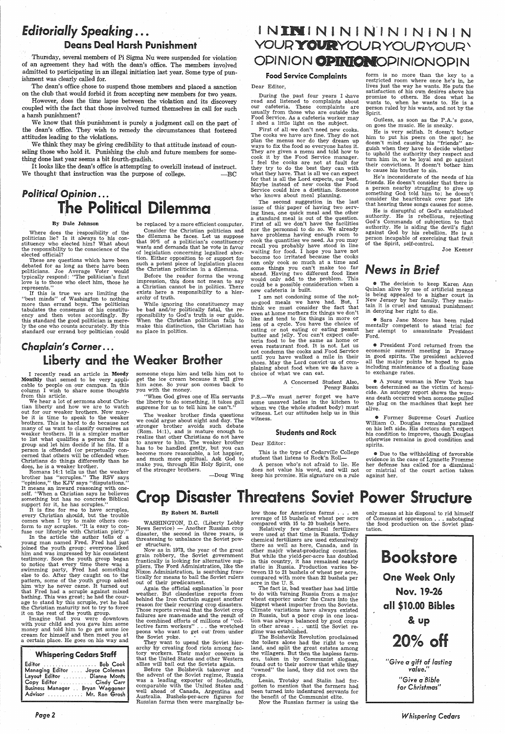## Editorially Speaking . . .

### Deans Deal Harsh Punishment

Thursday, several members of Pi Sigma Nu were suspended for violation of an agreement they had with the dean's office. The members involved admitted to participating in an illegal initiation last year. Some type of punishment was clearly called for.

The dean's office chose to suspend those members and placed a sanction on the club that would forbid it from accepting new members for two years.

However, does the time lapse between the violation and its discovery coupled with the fact that those involved turned themselves in call for such a harsh punishment?

We know that this punishment is purely a judgment call on the part of the dean's office. They wish to remedy the circumstances that fostered attitudes leading to the violations.

We think they may be giving credibility to that attitude instead of counseling those who hold it. Punishing the club and future members for something done last year seems a bit fourth-gradish.

It looks like the dean's office is attempting to overkill instead of instruct. We thought that instruction was the purpose of college. —BC

## Political Opinion . . .

### The Political Dilemma

By Dale Johnson

Where does the responsibility of the politician lie? Is it always to his constituency who elected him? What about the responsibility to the conscience of the elected official?

These are questions which have been debated for as long as there have been politicians. Joe Average Voter would typically respond: "The politician's first love is to those who elect him, those he represents."

If this is true we are limiting the "best minds" of Washington to nothing more than errand boys. The politician tabulates the consensus of his constituency and then votes accordingly. By this standard the good politician is merely the one who counts accurately. By this standard our errand boy politician could be replaced by a more efficient computer.

Consider the Christian politician and the dilemma he faces. Let us suppose that 90% of a politician's constituency wants and demands that he vote in favor of legislation concerning legalized abortion. Either opposition to or support for such a potent piece of legislation places the Christian politician in a dilemma.

Before the reader forms the wrong impression, this does not mean to say a Christian cannot be in politics. There exists here a responsibility to a hierarchy of truth.

While ignoring the constituency may be bad and/or politically fatal, the responsibility to God's truth is our guide. When the Christian politician fails to make this distinction, the Christian has no place in politics.

## Chaplain's Corner . . .

### Liberty and the Weaker Brother

I recently read an article in **Moody Monthly** that semed to be very applicable to people on our campus. In this column I wish to share some thoughts from this article.

We hear a lot of sermons about Christian liberty and how we are to watch out for our weaker brothers. Now maybe it is time to speak to the weaker brothers. This is hard to do because not many of us want to classify ourselves as weaker brothers. It is a simpler matter to list what qualifies a person for this group and let him decide if he fits. If a person is offended (or perpetually concerned that others will be offended when Christians do things differently than he does, he is a weaker brother.

Romans 14:1 tells us that the weaker brother has "scruples." The RSV says "opinions," the KJV says "disputations." It means an inward reasoning with oneself. "When a Christian says he believes something but has no concrete Biblical support for it, he has scruples."

It is fine for me to have scruples, every Christian should, but the trouble comes when I try to make others conform to my scruples. "It is easy to confuse our lifestyle with Christian piety."

In the article the author tells of a young man named Fred. Fred had just joined the youth group; everyone liked him and was impressed by his consistent testimony. Soon the youth group began to notice that every time there was a swimming party, Fred had something else to do. After they caught on to the pattern, some of the youth group asked him why he never came. It turned out that Fred had a scruple against mixed bathing. This was great; he had the courage to stand by this scruple, yet he had the Christian maturity not to try to force it on the rest of the youth group.

Imagine that you were downtown with your child and you gave him some money and told him to go get some ice cream for himself and then meet you at a certain place. He goes on his way and someone stops him and tells him not to get the ice cream because it will give him acne. So your son comes back to you with the money.

"When God gives one of His servants the liberty to do something, it takes gall supreme for us to tell him he can't."

The weaker brother finds questions we could argue about night and day. The stronger brother avoids such debate (Rom. 14:1), and is mature enough to realize that other Christians do not have to answer to him. The weaker brother has to be handled gently, but you can become more reasonable, a lot happier, and much more spiritual. Ask God to make you, through His Holy Spirit, one of the stronger brothers.

—Doug Wing

| Whispering Cedars Staff | |
|---|---|
| Editor | Bob Cook |
| Managing Editor | Joyce Coleman |
| Layout Editor | Dianne Monts |
| Copy Editor | Cindy Carr |
| Business Manager | Bryan Waggoner |
| Advisor | Mr. Ron Grosh |

## YOUR OPINION

### Food Service Complaints

Dear Editor,

During the past four years I have read and listened to complaints about our cafeteria. These complaints are usually from those who are outside the Food Service. As a cafeteria worker may I shed a little light on the subject.

First of all we don't need new cooks. The cooks we have are fine. They do not plan the menus nor do they dream up ways to fix the food so everyone hates it. They are given a menu and told how to cook it by the Food Service manager. I feel the cooks are not at fault for they try to do the best they can with what they have. That is all we can expect for that is all the Lord expects, our best. Maybe instead of new cooks the Food Service could hire a dietitian. Someone who knows about meal planning.

The second suggestion in the last issue of this paper of having two serving lines, one quick meal and the other a standard meal is out of the question. First of all we don't have the facilities nor the personnel to do so. We already have problems having enough room to cook the quantities we need. As you may recall you probably have stood in line waiting for food. I hope you have not become too irritated because the cooks can only cook so much at a time and some things you can't make too far ahead. Having two different food lines would only add to the problem. This could be a possible consideration when a new cafeteria is built.

I am not condoning some of the not-so-good meals we have had. But, I think we must consider the fact that even at home mothers fix things we don't like and tend to fix things in more or less of a cycle. You have the choice of eating or not eating or eating peanut butter and jelly. You can't expect cafeteria food to be the same as home or even restaurant food. It is not. Let us not condemn the cooks and Food Service until you have walked a mile in their shoes. May the Lord convict us of complaining about food when we **do** have a choice of what we can eat.

A Concerned Student Also,
Penny Banks

P.S.—We must never forget we have some unsaved ladies in the kitchen to whom we (the whole student body) must witness. Let our attitudes help us in this witness.

### Students and Rock

Dear Editor:

This is the type of Cedarville College student that listens to Rock'n Roll—

A person who's not afraid to lie. He does not value his word, and will not keep his promise. His signature on a rule form is no more than the key to a restricted room where once he's in, he lives just the way he wants. He puts the satisfaction of his own desires above his promise to others. He does what he wants to, when he wants to. He is a person ruled by his wants, and not by the Spirit.

Gutless, as soon as the P.A.'s gone, on goes the music. He is sneaky.

He is very selfish. It doesn't bother him to put his peers on the spot; he doesn't mind causing his "friends" anguish when they have to decide whether to uphold the authority they respect and turn him in, or be loyal and go against their convictions. It doesn't bother him to cause his brother to sin.

He's inconsiderate of the needs of his friends. He doesn't consider that there is a person nearby struggling to give up something God told him to; he doesn't consider the heartbreak over past life that hearing these songs causes for some.

He is disruptful of God's established authority. He is rebellious, rejecting God's Commands of subjection to that authority. He is aiding the devil's fight against God by his rebellion. He is a person incapable of exercising that fruit of the Spirit, self-control.

Joe Keener

## News in Brief

- The decision to keep Karen Ann Quinlan alive by use of artificial means is being appealed to a higher court in New Jersey by her family. They maintain it is cruel and unusual punishment in denying her right to die.

- Sara Jane Moore has been ruled mentally competent to stand trial for her atempt to assassinate President Ford.

- President Ford returned from the economic summit meeting in France in good spirits. The president achieved all the major points he hoped to gain including maintenance of a floating base to exchange rates.

- A young woman in New York has been determined as the victim of homicide. An autopsy report shows the womans death occurred when someone pulled the plug on the machines that kept her alive.

- Former Supreme Court Justice William O. Douglas remains paralyzed on his left side. His doctors don't expect his condition to improve, though Douglas otherwise remains in good condition and spirits.

- Due to the withholding of favorable evidence in the case of Lynnette Fromme her defense has called for a dismissal or mistrial of the court action taken against her.

## Crop Disaster Threatens Soviet Power Structure

By Robert M. Bartell

WASHINGTON, D.C. (Liberty Lobby News Service) — Another Russian crop disaster, the second in three years, is threatening to unbalance the Soviet power structure.

Now as in 1973, the year of the great grain robbery, the Soviet government frantically is looking for alternative suppliers. The Ford Administration, like the Nixon Administration, is searching frantically for means to bail the Soviet rulers out of their predicament.

Again the official explanation is poor weather. But clandestine reports from behind the Iron Curtain suggest another reason for their recurring crop disasters. Those reports reveal that the Soviet crop failures are man-made and the result of the combined efforts of millions of "collective farm workers" . . . the wretched peons who want to get out from under the Soviet yoke.

They want to upend the Soviet hierarchy by creating food riots among factory workers. Their major concern is that the United States and other Western allies will bail out the Soviets again.

Before the Bolshevik takeover and the advent of the Soviet regime, Russia was a leading exporter of foodstuffs, comparable with the United States and well ahead of Canada, Argentina and Australia. Bushels-per-acre figures for Russian farms then were marginally below those for American farms . . . an average of 15 bushels of wheat per acre compared with 15 to 20 bushels here.

Relatively few chemical fertilizers were used at that time in Russia. Today chemical fertilizers are used extensively there as well as here, Canada, and in other major wheat-producing countries. But while the yield-per-acre has doubled in this country, it has remained nearly static in Russia. Production varies between 13 to 21 bushels of wheat per acre, compared with more than 32 bushels per acre in the U. S.

The fact is, bad weather has had little to do with turning Russia from a major wheat exporter under the Czars into the biggest wheat importer from the Soviets. Climate variations have always existed in Russia, but a poor crop in one location was always balanced by good crops in other areas . . . until the Soviet regime was established.

The Bolshevik Revolution proclaimed the toilers alone had the right to own land, and split the great estates among the villagers. But then the hapless farmers, taken in by Communist slogans, found out to their sorrow that while they "owned" the land, they did not own the crops.

Lenin, Trotsky and Stalin had forgotten to mention that the farmers had been turned into indentured servants for the benefit of the Communist elite.

Now the Russian farmer is using the only means at his disposal to rid himself of Communist oppression . . . sabotaging the food production on the Soviet plantation.

## Bookstore

**One Week Only**

**Nov. 19-26**

**all $10.00 Bibles & up**

**20% off**

*"Give a gift of lasting value."*

*"Give a Bible for Christmas"*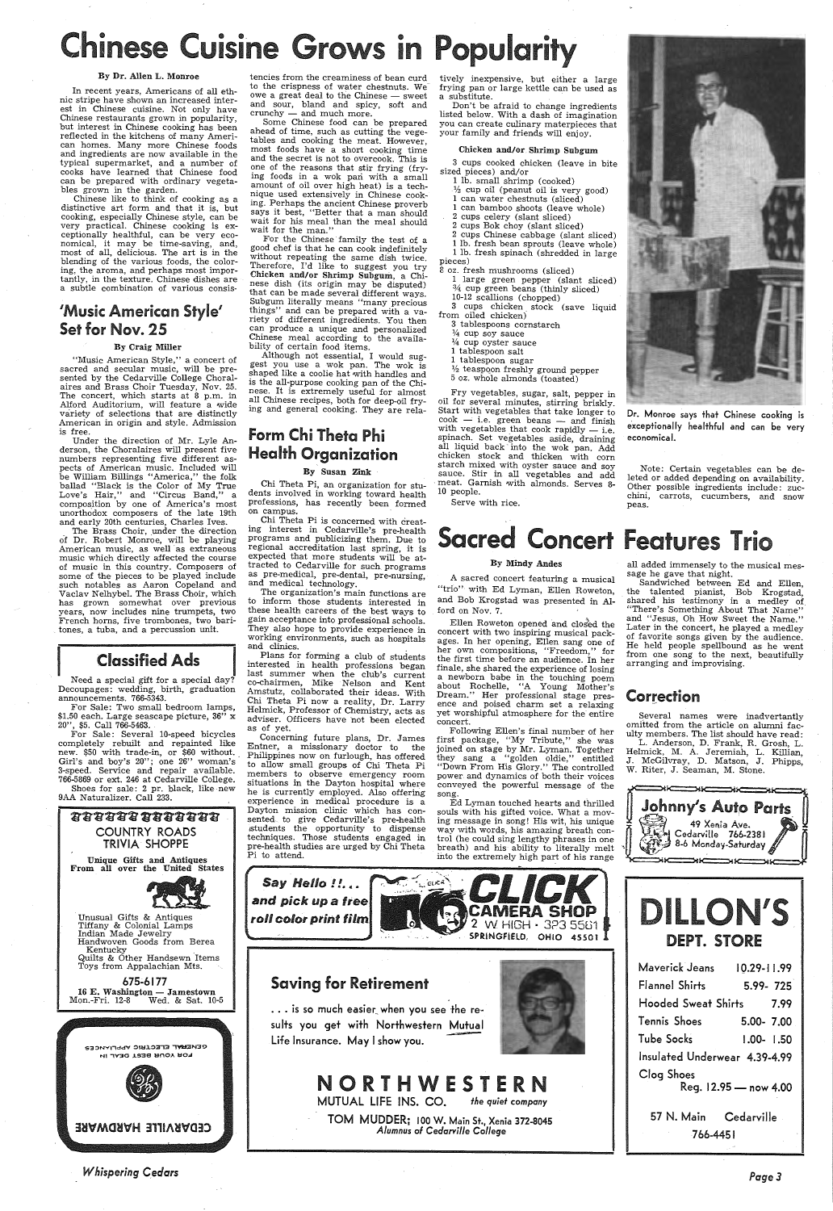# Chinese Cuisine Grows in Popularity

**By Dr. Allen L. Monroe**

In recent years, Americans of all ethnic stripe have shown an increased interest in Chinese cuisine. Not only have Chinese restaurants grown in popularity, but interest in Chinese cooking has been reflected in the kitchens of many American homes. Many more Chinese foods and ingredients are now available in the typical supermarket, and a number of cooks have learned that Chinese food can be prepared with ordinary vegetables grown in the garden.

Chinese like to think of cooking as a distinctive art form and that it is, but cooking, especially Chinese style, can be very practical. Chinese cooking is exceptionally healthful, can be very economical, it may be time-saving, and, most of all, delicious. The art is in the blending of the various foods, the coloring, the aroma, and perhaps most importantly, in the texture. Chinese dishes are a subtle combination of various consistencies from the creaminess of bean curd to the crispness of water chestnuts. We owe a great deal to the Chinese — sweet and sour, bland and spicy, soft and crunchy — and much more.

Some Chinese food can be prepared ahead of time, such as cutting the vegetables and cooking the meat. However, most foods have a short cooking time and the secret is not to overcook. This is one of the reasons that stir frying (frying foods in a wok pan with a small amount of oil over high heat) is a technique used extensively in Chinese cooking. Perhaps the ancient Chinese proverb says it best, "Better that a man should wait for his meal than the meal should wait for the man."

For the Chinese family the test of a good chef is that he can cook indefinitely without repeating the same dish twice. Therefore, I'd like to suggest you try **Chicken and/or Shrimp Subgum**, a Chinese dish (its origin may be disputed) that can be made several different ways. Subgum literally means "many precious things" and can be prepared with a variety of different ingredients. You then can produce a unique and personalized Chinese meal according to the availability of certain food items.

Although not essential, I would suggest you use a wok pan. The wok is shaped like a coolie hat with handles and is the all-purpose cooking pan of the Chinese. It is extremely useful for almost all Chinese recipes, both for deep-oil frying and general cooking. They are relatively inexpensive, but either a large frying pan or large kettle can be used as a substitute.

Don't be afraid to change ingredients listed below. With a dash of imagination you can create culinary materpieces that your family and friends will enjoy.

### Chicken and/or Shrimp Subgum

3 cups cooked chicken (leave in bite sized pieces) and/or
1 lb. small shrimp (cooked)
½ cup oil (peanut oil is very good)
1 can water chestnuts (sliced)
1 can bamboo shoots (leave whole)
2 cups celery (slant sliced)
2 cups Bok choy (slant sliced)
2 cups Chinese cabbage (slant sliced)
1 lb. fresh bean sprouts (leave whole)
1 lb. fresh spinach (shredded in large pieces)
8 oz. fresh mushrooms (sliced)
1 large green pepper (slant sliced)
¾ cup green beans (thinly sliced)
10-12 scallions (chopped)
3 cups chicken stock (save liquid from oiled chicken)
3 tablespoons cornstarch
¼ cup soy sauce
¼ cup oyster sauce
1 tablespoon salt
1 tablespoon sugar
½ teaspoon freshly ground pepper
5 oz. whole almonds (toasted)

Fry vegetables, sugar, salt, pepper in oil for several minutes, stirring briskly. Start with vegetables that take longer to cook — i.e. green beans — and finish with vegetables that cook rapidly — i.e. spinach. Set vegetables aside, draining all liquid back into the wok pan. Add chicken stock and thicken with corn starch mixed with oyster sauce and soy sauce. Stir in all vegetables and add meat. Garnish with almonds. Serves 8-10 people.

Serve with rice.

Dr. Monroe says that Chinese cooking is exceptionally healthful and can be very economical.

Note: Certain vegetables can be deleted or added depending on availability. Other possible ingredients include: zucchini, carrots, cucumbers, and snow peas.

## 'Music American Style' Set for Nov. 25

**By Craig Miller**

"Music American Style," a concert of sacred and secular music, will be presented by the Cedarville College Choraliares and Brass Choir Tuesday, Nov. 25. The concert, which starts at 8 p.m. in Alford Auditorium, will feature a wide variety of selections that are distinctly American in origin and style. Admission is free.

Under the direction of Mr. Lyle Anderson, the Choralaires will present five numbers representing five different aspects of American music. Included will be William Billings "America," the folk ballad "Black is the Color of My True Love's Hair," and "Circus Band," a composition by one of America's most unorthodox composers of the late 19th and early 20th centuries, Charles Ives.

The Brass Choir, under the direction of Dr. Robert Monroe, will be playing American music, as well as extraneous music which directly affected the course of music in this country. Composers of some of the pieces to be played include such notables as Aaron Copeland and Vaclav Nelhybel. The Brass Choir, which has grown somewhat over previous years, now includes nine trumpets, two French horns, five trombones, two baritones, a tuba, and a percussion unit.

## Classified Ads

Need a special gift for a special day? Decoupages: wedding, birth, graduation announcements, 766-5343.

For Sale: Two small bedroom lamps, $1.50 each. Large seascape picture, 36" x 20", $5. Call 766-5463.

For Sale: Several 10-speed bicycles completely rebuilt and repainted like new. $50 with trade-in, or $60 without. Girl's and boy's 20"; one 26" woman's 3-speed. Service and repair available. 766-5869 or ext. 246 at Cedarville College.

Shoes for sale: 2 pr. black, like new 9AA Naturalizer. Call 233.

COUNTRY ROADS TRIVIA SHOPPE
**Unique Gifts and Antiques From all over the United States**
Unusual Gifts & Antiques
Tiffany & Colonial Lamps
Indian Made Jewelry
Handwoven Goods from Berea Kentucky
Quilts & Other Handsewn Items
Toys from Appalachian Mts.
675-6177
**16 E. Washington — Jamestown**
Mon.-Fri. 12-8 Wed. & Sat. 10-5

CEDARVILLE HARDWARE
FOR YOUR BEST DEAL IN GENERAL ELECTRIC APPLIANCES

## Form Chi Theta Phi Health Organization

**By Susan Zink**

Chi Theta Pi, an organization for students involved in working toward health professions, has recently been formed on campus.

Chi Theta Pi is concerned with creating interest in Cedarville's pre-health programs and publicizing them. Due to regional accreditation last spring, it is expected that more students will be attracted to Cedarville for such programs as pre-medical, pre-dental, pre-nursing, and medical technology.

The organization's main functions are to inform those students interested in these health careers of the best ways to gain acceptance into professional schools. They also hope to provide experience in working environments, such as hospitals and clinics.

Plans for forming a club of students interested in health professions began last summer when the club's current co-chairmen, Mike Nelson and Kent Amstutz, collaborated their ideas. With Chi Theta Pi now a reality, Dr. Larry Helmick, Professor of Chemistry, acts as adviser. Officers have not been elected as of yet.

Concerning future plans, Dr. James Entner, a missionary doctor to the Philippines now on furlough, has offered to allow small groups of Chi Theta Pi members to observe emergency room situations in the Dayton hospital where he is currently employed. Also offering experience in medical procedure is a Dayton mission clinic which has consented to give Cedarville's pre-health students the opportunity to dispense techniques. Those students engaged in pre-health studies are urged by Chi Theta Pi to attend.

# Sacred Concert Features Trio

**By Mindy Andes**

A sacred concert featuring a musical "trio" with Ed Lyman, Ellen Roweton, and Bob Krogstad was presented in Alford on Nov. 7.

Ellen Roweton opened and closed the concert with two inspiring musical packages. In her opening, Ellen sang one of her own compositions, "Freedom," for the first time before an audience. In her finale, she shared the experience of losing a newborn babe in the touching poem about Rochelle, "A Young Mother's Dream." Her professional stage presence and poised charm set a relaxing yet worshipful atmosphere for the entire concert.

Following Ellen's final number of her first package, "My Tribute," she was joined on stage by Mr. Lyman. Together they sang a "golden oldie," entitled "Down From His Glory." The controlled power and dynamics of both their voices conveyed the powerful message of the song.

Ed Lyman touched hearts and thrilled souls with his gifted voice. What a moving message in song! His wit, his unique way with words, his amazing breath control (he could sing lengthy phrases in one breath) and his ability to literally melt into the extremely high part of his range all added immensely to the musical message he gave that night.

Sandwiched between Ed and Ellen, the talented pianist, Bob Krogstad, shared his testimony in a medley of "There's Something About That Name" and "Jesus, Oh How Sweet the Name." Later in the concert, he played a medley of favorite songs given by the audience. He held people spellbound as he went from one song to the next, beautifully arranging and improvising.

## Correction

Several names were inadvertantly omitted from the article on alumni faculty members. The list should have read: L. Anderson, D. Frank, R. Grosh, L. Helmick, M. A. Jeremiah, L. Killian, J. McGilvray, D. Matson, J. Phipps, W. Riter, J. Seaman, M. Stone.

**Johnny's Auto Parts**
49 Xenia Ave.
Cedarville 766-2381
8-6 Monday-Saturday

*Say Hello !!... and pick up a free roll color print film*
**CLICK CAMERA SHOP**
2 W HIGH · 323 5581
SPRINGFIELD, OHIO 45501

## Saving for Retirement

... is so much easier when you see the results you get with Northwestern Mutual Life Insurance. May I show you.

**NORTHWESTERN**
MUTUAL LIFE INS. CO. *the quiet company*
TOM MUDDER; 100 W. Main St., Xenia 372-8045
*Alumnus of Cedarville College*

**DILLON'S DEPT. STORE**

| | |
|---|---|
| Maverick Jeans | 10.29-11.99 |
| Flannel Shirts | 5.99- 725 |
| Hooded Sweat Shirts | 7.99 |
| Tennis Shoes | 5.00- 7.00 |
| Tube Socks | 1.00- 1.50 |
| Insulated Underwear | 4.39-4.99 |
| Clog Shoes | Reg. 12.95 — now 4.00 |

57 N. Main Cedarville
766-4451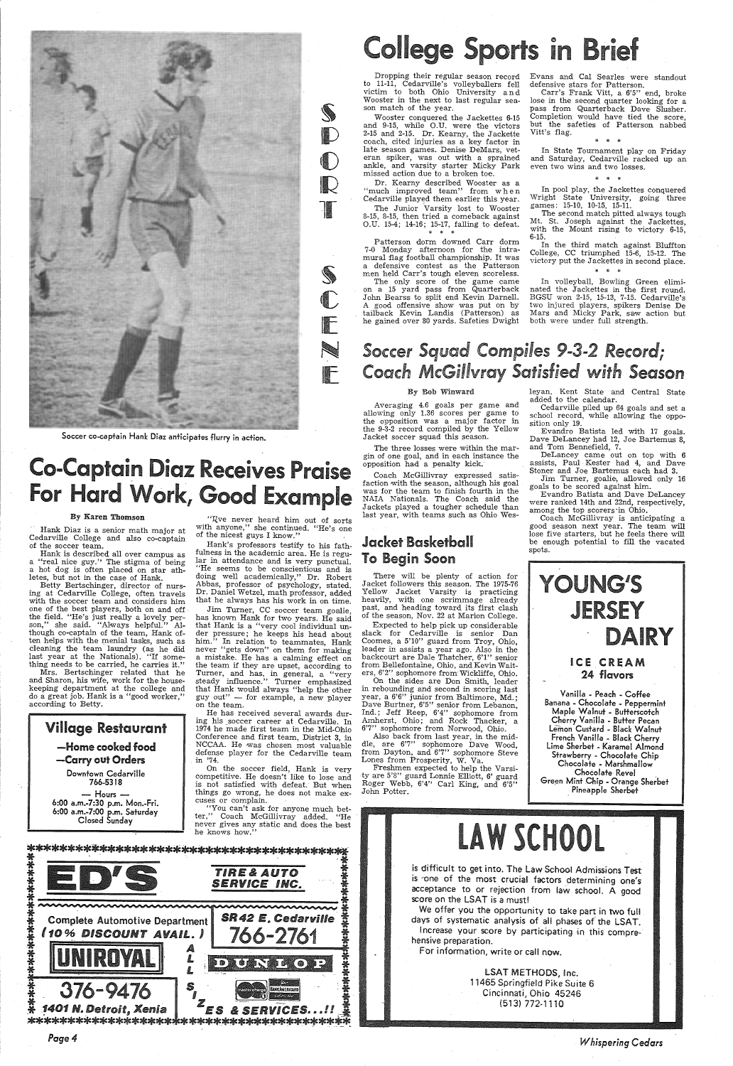# SPORT SCENE

Soccer co-captain Hank Diaz anticipates flurry in action.

## Co-Captain Diaz Receives Praise For Hard Work, Good Example

**By Karen Thomson**

Hank Diaz is a senior math major at Cedarville College and also co-captain of the soccer team.

Hank is described all over campus as a "real nice guy." The stigma of being a hot dog is often placed on star athletes, but not in the case of Hank.

Betty Bertschinger, director of nursing at Cedarville College, often travels with the soccer team and considers him one of the best players, both on and off the field. "He's just really a lovely person," she said. "Always helpful." Although co-captain of the team, Hank often helps with the menial tasks, such as cleaning the team laundry (as he did last year at the Nationals). "If something needs to be carried, he carries it."

Mrs. Bertschinger related that he and Sharon, his wife, work for the housekeeping department at the college and do a great job. Hank is a "good worker," according to Betty.

"I've never heard him out of sorts with anyone," she continued. "He's one of the nicest guys I know."

Hank's professors testify to his faithfulness in the academic area. He is regular in attendance and is very punctual. "He seems to be conscientious and is doing well academically," Dr. Robert Abbas, professor of psychology, stated. Dr. Daniel Wetzel, math professor, added that he always has his work in on time.

Jim Turner, CC soccer team goalie, has known Hank for two years. He said that Hank is a "very cool individual under pressure; he keeps his head about him." In relation to teammates, Hank never "gets down" on them for making a mistake. He has a calming effect on the team if they are upset, according to Turner, and has, in general, a "very steady influence." Turner emphasized that Hank would always "help the other guy out" — for example, a new player on the team.

He has received several awards during his soccer career at Cedarville. In 1974 he made first team in the Mid-Ohio Conference and first team, District 3, in NCCAA. He was chosen most valuable defense player for the Cedarville team in '74.

On the soccer field, Hank is very competitive. He doesn't like to lose and is not satisfied with defeat. But when things go wrong, he does not make excuses or complain.

"You can't ask for anyone much better," Coach McGillivray added. "He never gives any static and does the best he knows how."

---

**Village Restaurant**

—Home cooked food
—Carry out Orders

Downtown Cedarville
766-5318

— Hours —
6:00 a.m.-7:30 p.m. Mon.-Fri.
6:00 a.m.-7:00 p.m. Saturday
Closed Sunday

---

**ED'S TIRE & AUTO SERVICE INC.**

Complete Automotive Department
(10% DISCOUNT AVAIL.)

SR 42 E. Cedarville
766-2761

UNIROYAL — DUNLOP

ALL SIZES & SERVICES...!!

376-9476
1401 N. Detroit, Xenia

---

# College Sports in Brief

Dropping their regular season record to 11-11, Cedarville's volleyballers fell victim to both Ohio University and Wooster in the next to last regular season match of the year.

Wooster conquered the Jackettes 6-15 and 9-15, while O.U. were the victors 2-15 and 2-15. Dr. Kearny, the Jackette coach, cited injuries as a key factor in late season games. Denise DeMars, veteran spiker, was out with a sprained ankle, and varsity starter Micky Park missed action due to a broken toe.

Dr. Kearny described Wooster as a "much improved team" from when Cedarville played them earlier this year.

The Junior Varsity lost to Wooster 8-15, 8-15, then tried a comeback against O.U. 15-4; 14-16; 15-17, falling to defeat.

\* \* \*

Patterson dorm downed Carr dorm 7-0 Monday afternoon for the intramural flag football championship. It was a defensive contest as the Patterson men held Carr's tough eleven scoreless.

The only score of the game came on a 15 yard pass from Quarterback John Bearss to split end Kevin Darnell. A good offensive show was put on by tailback Kevin Landis (Patterson) as he gained over 80 yards. Safeties Dwight Evans and Cal Searles were standout defensive stars for Patterson.

Carr's Frank Vitt, a 6'5" end, broke lose in the second quarter looking for a pass from Quarterback Dave Slusher. Completion would have tied the score, but the safeties of Patterson nabbed Vitt's flag.

\* \* \*

In State Tournament play on Friday and Saturday, Cedarville racked up an even two wins and two losses.

\* \* \*

In pool play, the Jackettes conquered Wright State University, going three games: 15-10, 10-15, 15-11.

The second match pitted always tough Mt. St. Joseph against the Jackettes, with the Mount rising to victory 6-15, 6-15.

In the third match against Bluffton College, CC triumphed 15-6, 15-12. The victory put the Jackettes in second place.

\* \* \*

In volleyball, Bowling Green eliminated the Jackettes in the first round. BGSU won 2-15, 15-13, 7-15. Cedarville's two injured players, spikers Denise De Mars and Micky Park, saw action but both were under full strength.

## *Soccer Squad Compiles 9-3-2 Record; Coach McGillvray Satisfied with Season*

**By Bob Winward**

Averaging 4.6 goals per game and allowing only 1.36 scores per game to the opposition was a major factor in the 9-3-2 record compiled by the Yellow Jacket soccer squad this season.

The three losses were within the margin of one goal, and in each instance the opposition had a penalty kick.

Coach McGillivray expressed satisfaction with the season, although his goal was for the team to finish fourth in the NAIA Nationals. The Coach said the Jackets played a tougher schedule than last year, with teams such as Ohio Wesleyan, Kent State and Central State added to the calendar.

Cedarville piled up 64 goals and set a school record, while allowing the opposition only 19.

Evandro Batista led with 17 goals. Dave DeLancey had 12, Joe Bartemus 8, and Tom Bennefield, 7.

DeLancey came out on top with 6 assists, Paul Kester had 4, and Dave Stoner and Joe Bartemus each had 3.

Jim Turner, goalie, allowed only 16 goals to be scored against him.

Evandro Batista and Dave DeLancey were ranked 14th and 22nd, respectively, among the top scorers in Ohio.

Coach McGillivray is anticipating a good season next year. The team will lose five starters, but he feels there will be enough potential to fill the vacated spots.

## Jacket Basketball To Begin Soon

There will be plenty of action for Jacket followers this season. The 1975-76 Yellow Jacket Varsity is practicing heavily, with one scrimmage already past, and heading toward its first clash of the season, Nov. 22 at Marion College.

Expected to help pick up considerable slack for Cedarville is senior Dan Coomes, a 5'10" guard from Troy, Ohio, leader in assists a year ago. Also in the backcourt are Dale Thatcher, 6'1" senior from Bellefontaine, Ohio, and Kevin Waiters, 6'2" sophomore from Wickliffe, Ohio.

On the sides are Don Smith, leader in rebounding and second in scoring last year, a 6'6" junior from Baltimore, Md.; Dave Burtner, 6'5" senior from Lebanon, Ind.; Jeff Reep, 6'4" sophomore from Amherst, Ohio; and Rock Thacker, a 6'7" sophomore from Norwood, Ohio.

Also back from last year, in the middle, are 6'7" sophomore Dave Wood, from Dayton, and 6'7" sophomore Steve Lones from Prosperity, W. Va.

Freshmen expected to help the Varsity are 5'8" guard Lonnie Elliott, 6' guard Roger Webb, 6'4" Carl King, and 6'5" John Potter.

---

**YOUNG'S JERSEY DAIRY**

**ICE CREAM**
**24 flavors**

Vanilla - Peach - Coffee
Banana - Chocolate - Peppermint
Maple Walnut - Butterscotch
Cherry Vanilla - Butter Pecan
Lemon Custard - Black Walnut
French Vanilla - Black Cherry
Lime Sherbet - Karamel Almond
Strawberry - Chocolate Chip
Chocolate - Marshmallow
Chocolate Revel
Green Mint Chip - Orange Sherbet
Pineapple Sherbet

---

**LAW SCHOOL**

is difficult to get into. The Law School Admissions Test is one of the most crucial factors determining one's acceptance to or rejection from law school. A good score on the LSAT is a must!

We offer you the opportunity to take part in two full days of systematic analysis of all phases of the LSAT. Increase your score by participating in this comprehensive preparation.

For information, write or call now.

LSAT METHODS, Inc.
11465 Springfield Pike Suite 6
Cincinnati, Ohio 45246
(513) 772-1110